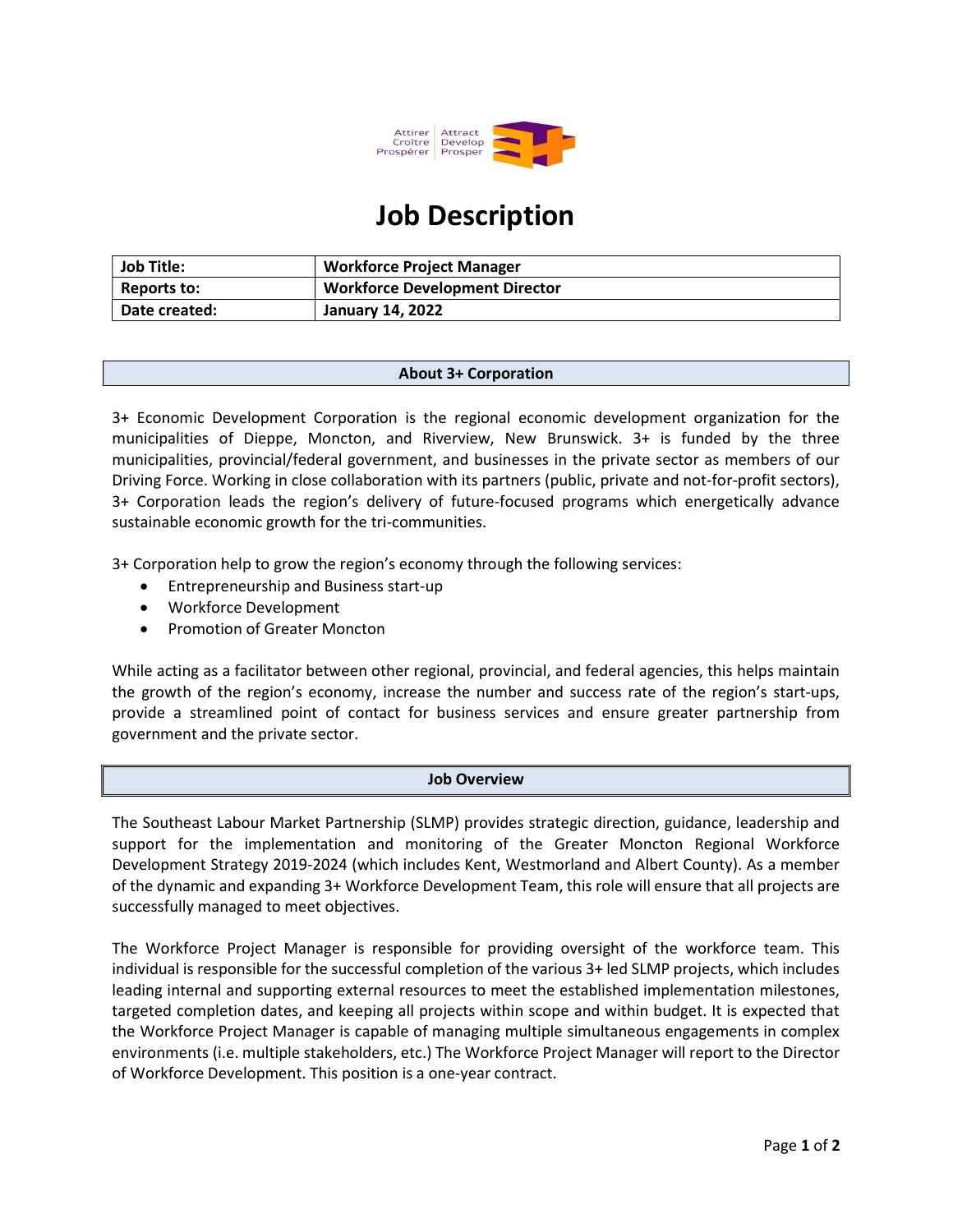Attirer | Attract
Croître | Develop
Prospérer | Prosper

# Job Description

| Job Title: | Workforce Project Manager |
|---|---|
| Reports to: | Workforce Development Director |
| Date created: | January 14, 2022 |

## About 3+ Corporation

3+ Economic Development Corporation is the regional economic development organization for the municipalities of Dieppe, Moncton, and Riverview, New Brunswick. 3+ is funded by the three municipalities, provincial/federal government, and businesses in the private sector as members of our Driving Force. Working in close collaboration with its partners (public, private and not-for-profit sectors), 3+ Corporation leads the region's delivery of future-focused programs which energetically advance sustainable economic growth for the tri-communities.

3+ Corporation help to grow the region's economy through the following services:

- Entrepreneurship and Business start-up
- Workforce Development
- Promotion of Greater Moncton

While acting as a facilitator between other regional, provincial, and federal agencies, this helps maintain the growth of the region's economy, increase the number and success rate of the region's start-ups, provide a streamlined point of contact for business services and ensure greater partnership from government and the private sector.

## Job Overview

The Southeast Labour Market Partnership (SLMP) provides strategic direction, guidance, leadership and support for the implementation and monitoring of the Greater Moncton Regional Workforce Development Strategy 2019-2024 (which includes Kent, Westmorland and Albert County). As a member of the dynamic and expanding 3+ Workforce Development Team, this role will ensure that all projects are successfully managed to meet objectives.

The Workforce Project Manager is responsible for providing oversight of the workforce team. This individual is responsible for the successful completion of the various 3+ led SLMP projects, which includes leading internal and supporting external resources to meet the established implementation milestones, targeted completion dates, and keeping all projects within scope and within budget. It is expected that the Workforce Project Manager is capable of managing multiple simultaneous engagements in complex environments (i.e. multiple stakeholders, etc.) The Workforce Project Manager will report to the Director of Workforce Development. This position is a one-year contract.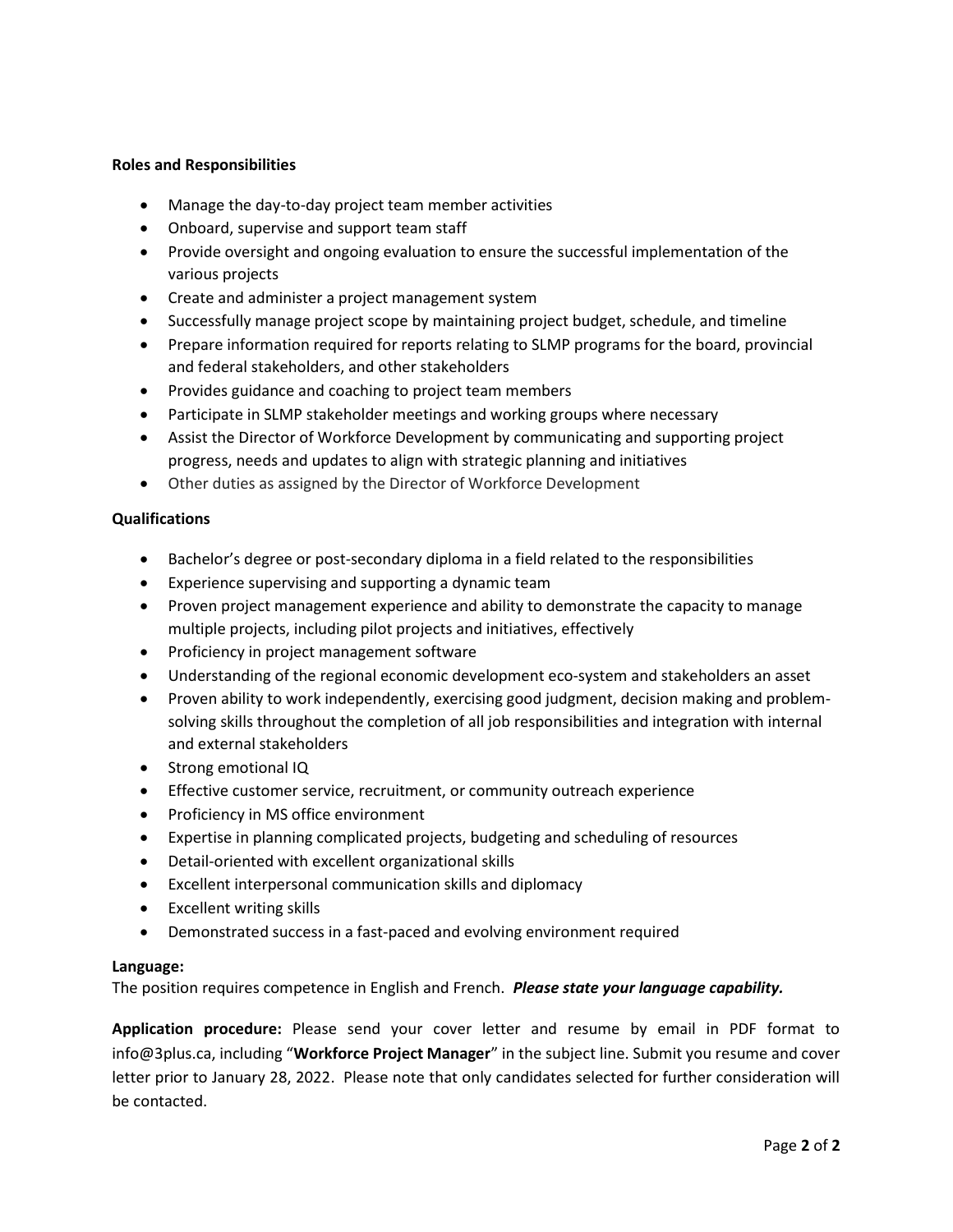**Roles and Responsibilities**

- Manage the day-to-day project team member activities
- Onboard, supervise and support team staff
- Provide oversight and ongoing evaluation to ensure the successful implementation of the various projects
- Create and administer a project management system
- Successfully manage project scope by maintaining project budget, schedule, and timeline
- Prepare information required for reports relating to SLMP programs for the board, provincial and federal stakeholders, and other stakeholders
- Provides guidance and coaching to project team members
- Participate in SLMP stakeholder meetings and working groups where necessary
- Assist the Director of Workforce Development by communicating and supporting project progress, needs and updates to align with strategic planning and initiatives
- Other duties as assigned by the Director of Workforce Development

**Qualifications**

- Bachelor's degree or post-secondary diploma in a field related to the responsibilities
- Experience supervising and supporting a dynamic team
- Proven project management experience and ability to demonstrate the capacity to manage multiple projects, including pilot projects and initiatives, effectively
- Proficiency in project management software
- Understanding of the regional economic development eco-system and stakeholders an asset
- Proven ability to work independently, exercising good judgment, decision making and problem-solving skills throughout the completion of all job responsibilities and integration with internal and external stakeholders
- Strong emotional IQ
- Effective customer service, recruitment, or community outreach experience
- Proficiency in MS office environment
- Expertise in planning complicated projects, budgeting and scheduling of resources
- Detail-oriented with excellent organizational skills
- Excellent interpersonal communication skills and diplomacy
- Excellent writing skills
- Demonstrated success in a fast-paced and evolving environment required

**Language:**
The position requires competence in English and French. ***Please state your language capability.***

**Application procedure:** Please send your cover letter and resume by email in PDF format to info@3plus.ca, including "**Workforce Project Manager**" in the subject line. Submit you resume and cover letter prior to January 28, 2022. Please note that only candidates selected for further consideration will be contacted.